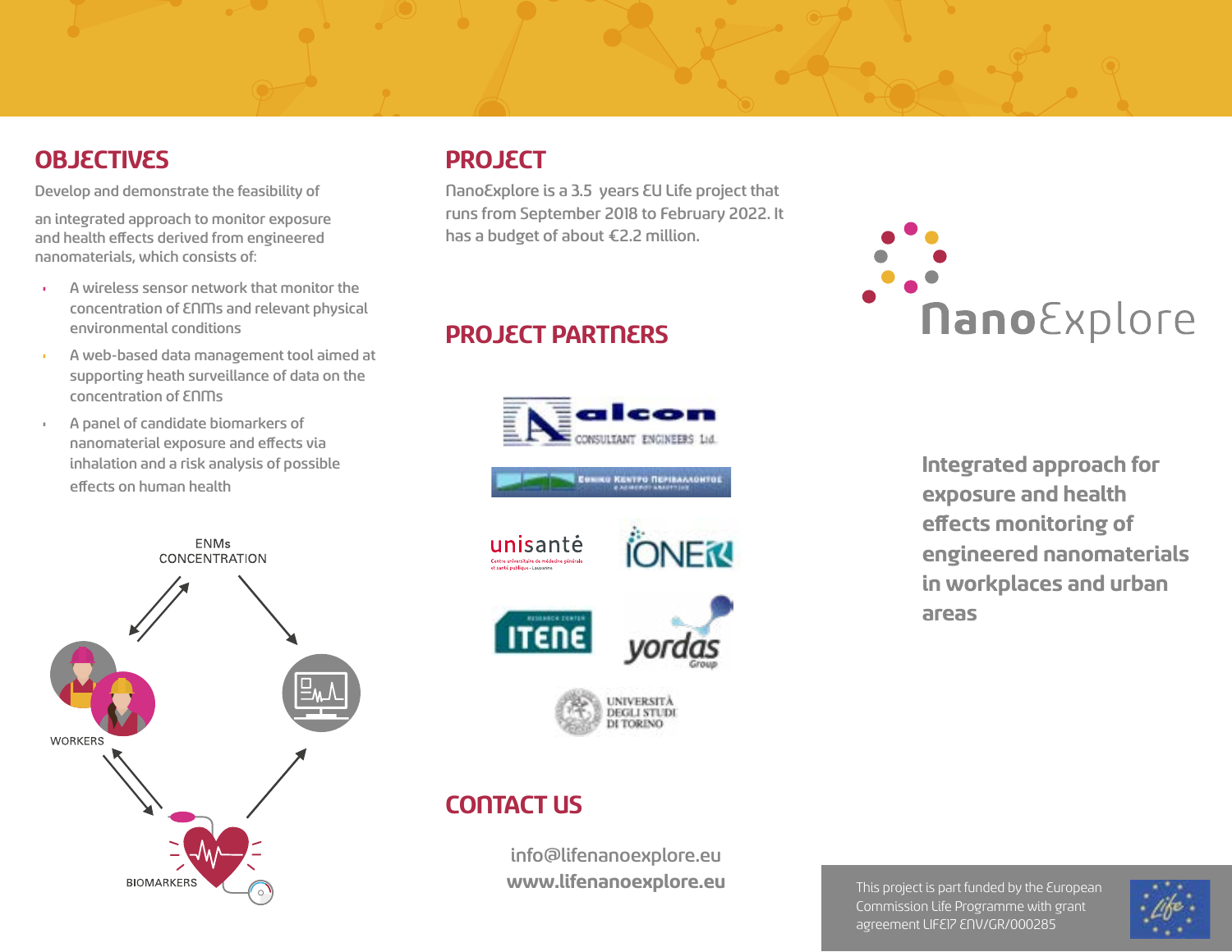## OBJECTIVES

Develop and demonstrate the feasibility of

an integrated approach to monitor exposure and health effects derived from engineered nanomaterials, which consists of:

- A wireless sensor network that monitor the concentration of ENMs and relevant physical environmental conditions
- A web-based data management tool aimed at supporting heath surveillance of data on the concentration of ENMs
- A panel of candidate biomarkers of nanomaterial exposure and effects via inhalation and a risk analysis of possible effects on human health

ENMs CONCENTRATION

WORKERS

BIOMARKERS

## PROJECT

NanoExplore is a 3.5 years EU Life project that runs from September 2018 to February 2022. It has a budget of about €2.2 million.

## PROJECT PARTNERS

alcon CONSULTANT ENGINEERS Ltd.

unisanté Centre universitaire de médecine générale et santé publique · Lausanne

IONEK

ITENE

yordas Group

UNIVERSITÀ DEGLI STUDI DI TORINO

## CONTACT US

info@lifenanoexplore.eu

**www.lifenanoexplore.eu**

NanoExplore

**Integrated approach for exposure and health effects monitoring of engineered nanomaterials in workplaces and urban areas**

This project is part funded by the European Commission Life Programme with grant agreement LIFE17 ENV/GR/000285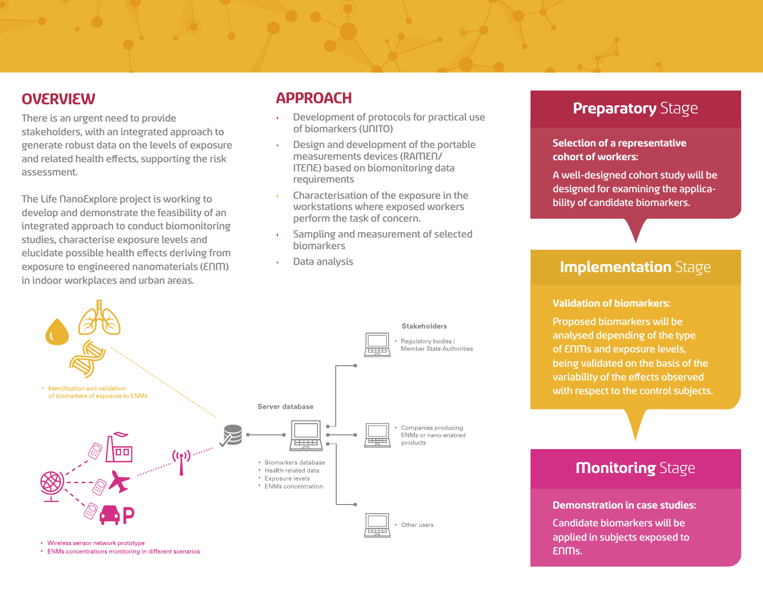## OVERVIEW

There is an urgent need to provide stakeholders, with an integrated approach to generate robust data on the levels of exposure and related health effects, supporting the risk assessment.

The Life NanoExplore project is working to develop and demonstrate the feasibility of an integrated approach to conduct biomonitoring studies, characterise exposure levels and elucidate possible health effects deriving from exposure to engineered nanomaterials (ENM) in indoor workplaces and urban areas.

## APPROACH

- Development of protocols for practical use of biomarkers (UNITO)
- Design and development of the portable measurements devices (RAMEN/ ITENE) based on biomonitoring data requirements
- Characterisation of the exposure in the workstations where exposed workers perform the task of concern.
- Sampling and measurement of selected biomarkers
- Data analysis

- Identification and validation of biomarkers of exposure to ENMs

- Wireless sensor network prototype
- ENMs concentrations monitoring in different scenarios

Server database

- Biomarkers database
- Health-related data
- Exposure levels
- ENMs concentration

Stakeholders

- Regulatory bodies / Member State Authorities
- Companies producing ENMs or nano-enabled products
- Other users

## Preparatory Stage

**Selection of a representative cohort of workers:**

A well-designed cohort study will be designed for examining the applicability of candidate biomarkers.

## Implementation Stage

**Validation of biomarkers:**

Proposed biomarkers will be analysed depending of the type of ENMs and exposure levels, being validated on the basis of the variability of the effects observed with respect to the control subjects.

## Monitoring Stage

**Demonstration in case studies:**

Candidate biomarkers will be applied in subjects exposed to ENMs.